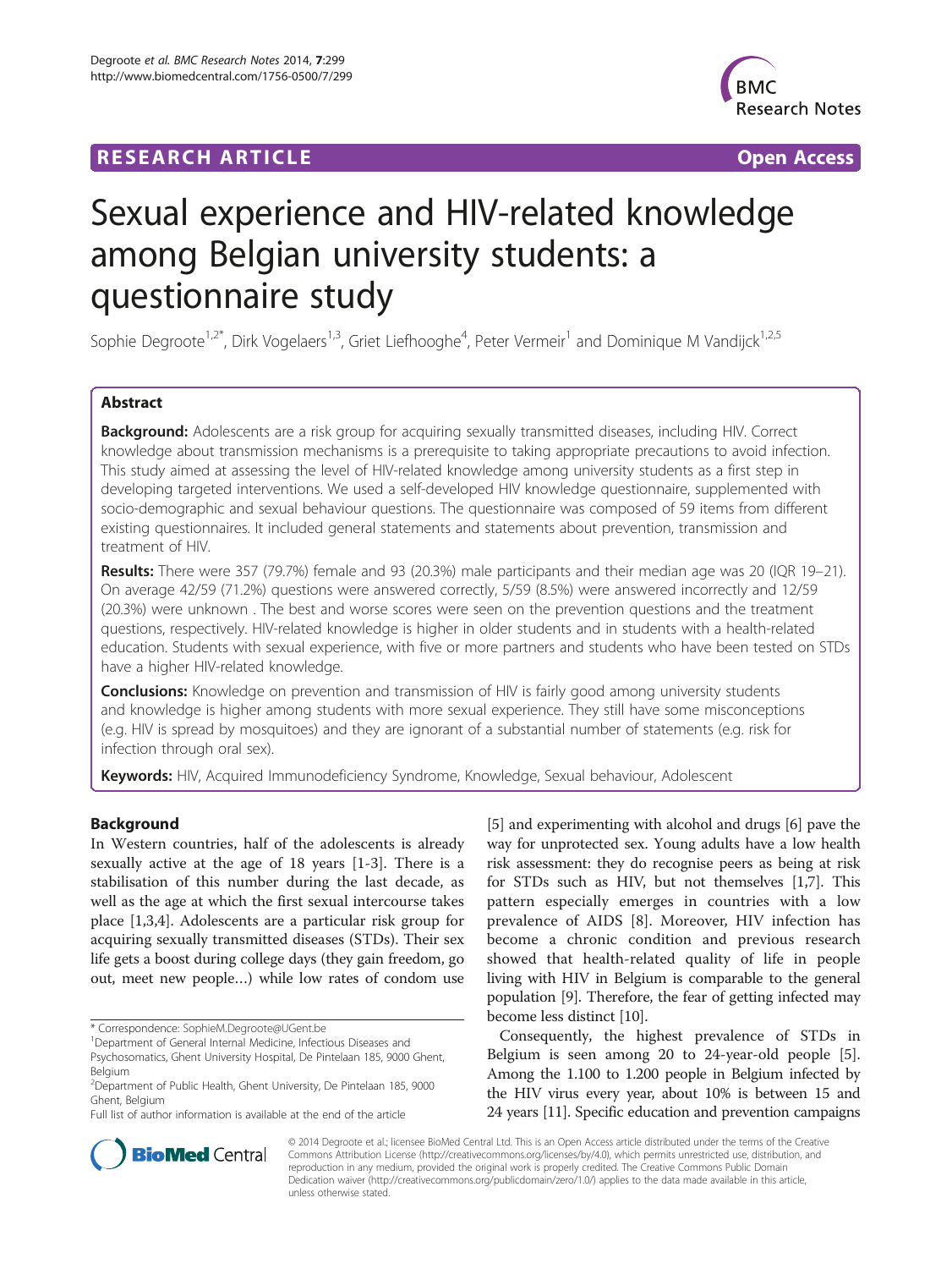RESEARCH ARTICLE Open Access

# Sexual experience and HIV-related knowledge among Belgian university students: a questionnaire study

Sophie Degroote[1,2*], Dirk Vogelaers[1,3], Griet Liefhooghe[4], Peter Vermeir[1] and Dominique M Vandijck[1,2,5]

## Abstract

**Background:** Adolescents are a risk group for acquiring sexually transmitted diseases, including HIV. Correct knowledge about transmission mechanisms is a prerequisite to taking appropriate precautions to avoid infection. This study aimed at assessing the level of HIV-related knowledge among university students as a first step in developing targeted interventions. We used a self-developed HIV knowledge questionnaire, supplemented with socio-demographic and sexual behaviour questions. The questionnaire was composed of 59 items from different existing questionnaires. It included general statements and statements about prevention, transmission and treatment of HIV.

**Results:** There were 357 (79.7%) female and 93 (20.3%) male participants and their median age was 20 (IQR 19–21). On average 42/59 (71.2%) questions were answered correctly, 5/59 (8.5%) were answered incorrectly and 12/59 (20.3%) were unknown . The best and worse scores were seen on the prevention questions and the treatment questions, respectively. HIV-related knowledge is higher in older students and in students with a health-related education. Students with sexual experience, with five or more partners and students who have been tested on STDs have a higher HIV-related knowledge.

**Conclusions:** Knowledge on prevention and transmission of HIV is fairly good among university students and knowledge is higher among students with more sexual experience. They still have some misconceptions (e.g. HIV is spread by mosquitoes) and they are ignorant of a substantial number of statements (e.g. risk for infection through oral sex).

**Keywords:** HIV, Acquired Immunodeficiency Syndrome, Knowledge, Sexual behaviour, Adolescent

## Background

In Western countries, half of the adolescents is already sexually active at the age of 18 years [1-3]. There is a stabilisation of this number during the last decade, as well as the age at which the first sexual intercourse takes place [1,3,4]. Adolescents are a particular risk group for acquiring sexually transmitted diseases (STDs). Their sex life gets a boost during college days (they gain freedom, go out, meet new people…) while low rates of condom use [5] and experimenting with alcohol and drugs [6] pave the way for unprotected sex. Young adults have a low health risk assessment: they do recognise peers as being at risk for STDs such as HIV, but not themselves [1,7]. This pattern especially emerges in countries with a low prevalence of AIDS [8]. Moreover, HIV infection has become a chronic condition and previous research showed that health-related quality of life in people living with HIV in Belgium is comparable to the general population [9]. Therefore, the fear of getting infected may become less distinct [10].

Consequently, the highest prevalence of STDs in Belgium is seen among 20 to 24-year-old people [5]. Among the 1.100 to 1.200 people in Belgium infected by the HIV virus every year, about 10% is between 15 and 24 years [11]. Specific education and prevention campaigns

\* Correspondence: SophieM.Degroote@UGent.be
[1]Department of General Internal Medicine, Infectious Diseases and Psychosomatics, Ghent University Hospital, De Pintelaan 185, 9000 Ghent, Belgium
[2]Department of Public Health, Ghent University, De Pintelaan 185, 9000 Ghent, Belgium
Full list of author information is available at the end of the article

© 2014 Degroote et al.; licensee BioMed Central Ltd. This is an Open Access article distributed under the terms of the Creative Commons Attribution License (http://creativecommons.org/licenses/by/4.0), which permits unrestricted use, distribution, and reproduction in any medium, provided the original work is properly credited. The Creative Commons Public Domain Dedication waiver (http://creativecommons.org/publicdomain/zero/1.0/) applies to the data made available in this article, unless otherwise stated.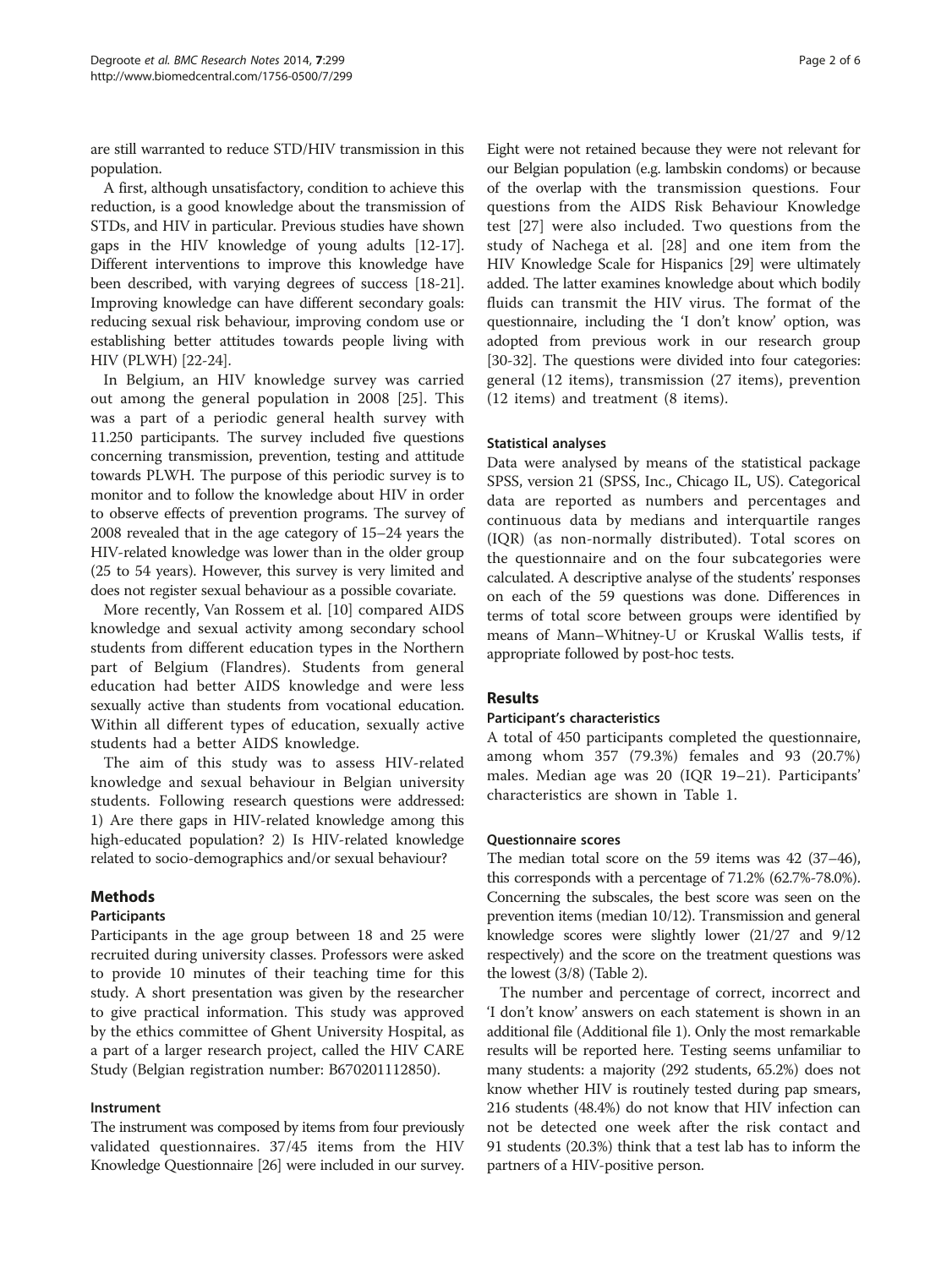are still warranted to reduce STD/HIV transmission in this population.

A first, although unsatisfactory, condition to achieve this reduction, is a good knowledge about the transmission of STDs, and HIV in particular. Previous studies have shown gaps in the HIV knowledge of young adults [12-17]. Different interventions to improve this knowledge have been described, with varying degrees of success [18-21]. Improving knowledge can have different secondary goals: reducing sexual risk behaviour, improving condom use or establishing better attitudes towards people living with HIV (PLWH) [22-24].

In Belgium, an HIV knowledge survey was carried out among the general population in 2008 [25]. This was a part of a periodic general health survey with 11.250 participants. The survey included five questions concerning transmission, prevention, testing and attitude towards PLWH. The purpose of this periodic survey is to monitor and to follow the knowledge about HIV in order to observe effects of prevention programs. The survey of 2008 revealed that in the age category of 15–24 years the HIV-related knowledge was lower than in the older group (25 to 54 years). However, this survey is very limited and does not register sexual behaviour as a possible covariate.

More recently, Van Rossem et al. [10] compared AIDS knowledge and sexual activity among secondary school students from different education types in the Northern part of Belgium (Flandres). Students from general education had better AIDS knowledge and were less sexually active than students from vocational education. Within all different types of education, sexually active students had a better AIDS knowledge.

The aim of this study was to assess HIV-related knowledge and sexual behaviour in Belgian university students. Following research questions were addressed: 1) Are there gaps in HIV-related knowledge among this high-educated population? 2) Is HIV-related knowledge related to socio-demographics and/or sexual behaviour?

## Methods

### Participants

Participants in the age group between 18 and 25 were recruited during university classes. Professors were asked to provide 10 minutes of their teaching time for this study. A short presentation was given by the researcher to give practical information. This study was approved by the ethics committee of Ghent University Hospital, as a part of a larger research project, called the HIV CARE Study (Belgian registration number: B670201112850).

### Instrument

The instrument was composed by items from four previously validated questionnaires. 37/45 items from the HIV Knowledge Questionnaire [26] were included in our survey. Eight were not retained because they were not relevant for our Belgian population (e.g. lambskin condoms) or because of the overlap with the transmission questions. Four questions from the AIDS Risk Behaviour Knowledge test [27] were also included. Two questions from the study of Nachega et al. [28] and one item from the HIV Knowledge Scale for Hispanics [29] were ultimately added. The latter examines knowledge about which bodily fluids can transmit the HIV virus. The format of the questionnaire, including the 'I don't know' option, was adopted from previous work in our research group [30-32]. The questions were divided into four categories: general (12 items), transmission (27 items), prevention (12 items) and treatment (8 items).

### Statistical analyses

Data were analysed by means of the statistical package SPSS, version 21 (SPSS, Inc., Chicago IL, US). Categorical data are reported as numbers and percentages and continuous data by medians and interquartile ranges (IQR) (as non-normally distributed). Total scores on the questionnaire and on the four subcategories were calculated. A descriptive analyse of the students' responses on each of the 59 questions was done. Differences in terms of total score between groups were identified by means of Mann–Whitney-U or Kruskal Wallis tests, if appropriate followed by post-hoc tests.

## Results

### Participant's characteristics

A total of 450 participants completed the questionnaire, among whom 357 (79.3%) females and 93 (20.7%) males. Median age was 20 (IQR 19–21). Participants' characteristics are shown in Table 1.

### Questionnaire scores

The median total score on the 59 items was 42 (37–46), this corresponds with a percentage of 71.2% (62.7%-78.0%). Concerning the subscales, the best score was seen on the prevention items (median 10/12). Transmission and general knowledge scores were slightly lower (21/27 and 9/12 respectively) and the score on the treatment questions was the lowest (3/8) (Table 2).

The number and percentage of correct, incorrect and 'I don't know' answers on each statement is shown in an additional file (Additional file 1). Only the most remarkable results will be reported here. Testing seems unfamiliar to many students: a majority (292 students, 65.2%) does not know whether HIV is routinely tested during pap smears, 216 students (48.4%) do not know that HIV infection can not be detected one week after the risk contact and 91 students (20.3%) think that a test lab has to inform the partners of a HIV-positive person.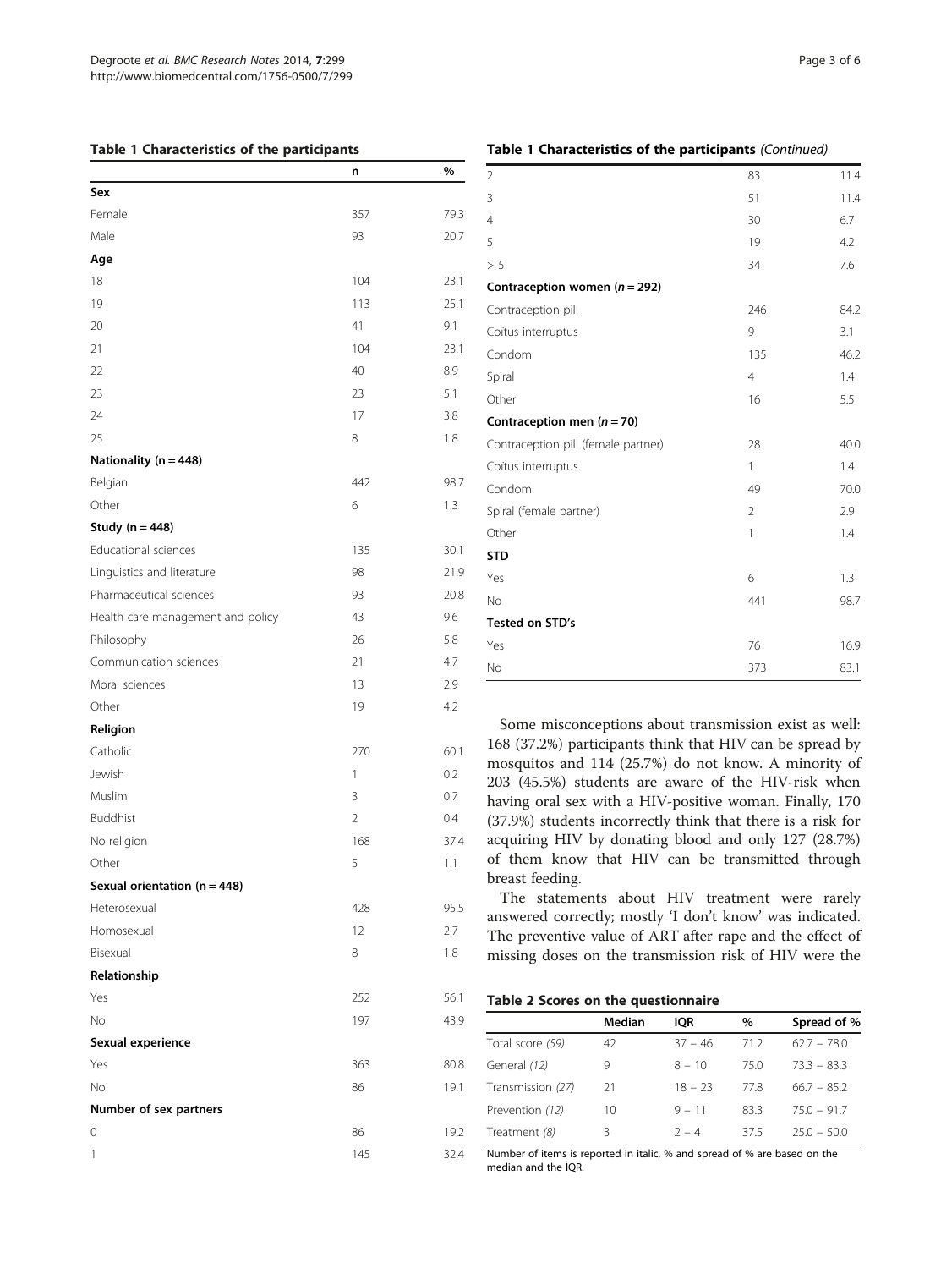**Table 1 Characteristics of the participants**

| | n | % |
|---|---|---|
| **Sex** | | |
| Female | 357 | 79.3 |
| Male | 93 | 20.7 |
| **Age** | | |
| 18 | 104 | 23.1 |
| 19 | 113 | 25.1 |
| 20 | 41 | 9.1 |
| 21 | 104 | 23.1 |
| 22 | 40 | 8.9 |
| 23 | 23 | 5.1 |
| 24 | 17 | 3.8 |
| 25 | 8 | 1.8 |
| **Nationality (n = 448)** | | |
| Belgian | 442 | 98.7 |
| Other | 6 | 1.3 |
| **Study (n = 448)** | | |
| Educational sciences | 135 | 30.1 |
| Linguistics and literature | 98 | 21.9 |
| Pharmaceutical sciences | 93 | 20.8 |
| Health care management and policy | 43 | 9.6 |
| Philosophy | 26 | 5.8 |
| Communication sciences | 21 | 4.7 |
| Moral sciences | 13 | 2.9 |
| Other | 19 | 4.2 |
| **Religion** | | |
| Catholic | 270 | 60.1 |
| Jewish | 1 | 0.2 |
| Muslim | 3 | 0.7 |
| Buddhist | 2 | 0.4 |
| No religion | 168 | 37.4 |
| Other | 5 | 1.1 |
| **Sexual orientation (n = 448)** | | |
| Heterosexual | 428 | 95.5 |
| Homosexual | 12 | 2.7 |
| Bisexual | 8 | 1.8 |
| **Relationship** | | |
| Yes | 252 | 56.1 |
| No | 197 | 43.9 |
| **Sexual experience** | | |
| Yes | 363 | 80.8 |
| No | 86 | 19.1 |
| **Number of sex partners** | | |
| 0 | 86 | 19.2 |
| 1 | 145 | 32.4 |
| 2 | 83 | 11.4 |
| 3 | 51 | 11.4 |
| 4 | 30 | 6.7 |
| 5 | 19 | 4.2 |
| > 5 | 34 | 7.6 |
| **Contraception women (*n* = 292)** | | |
| Contraception pill | 246 | 84.2 |
| Coïtus interruptus | 9 | 3.1 |
| Condom | 135 | 46.2 |
| Spiral | 4 | 1.4 |
| Other | 16 | 5.5 |
| **Contraception men (*n* = 70)** | | |
| Contraception pill (female partner) | 28 | 40.0 |
| Coïtus interruptus | 1 | 1.4 |
| Condom | 49 | 70.0 |
| Spiral (female partner) | 2 | 2.9 |
| Other | 1 | 1.4 |
| **STD** | | |
| Yes | 6 | 1.3 |
| No | 441 | 98.7 |
| **Tested on STD's** | | |
| Yes | 76 | 16.9 |
| No | 373 | 83.1 |

Some misconceptions about transmission exist as well: 168 (37.2%) participants think that HIV can be spread by mosquitos and 114 (25.7%) do not know. A minority of 203 (45.5%) students are aware of the HIV-risk when having oral sex with a HIV-positive woman. Finally, 170 (37.9%) students incorrectly think that there is a risk for acquiring HIV by donating blood and only 127 (28.7%) of them know that HIV can be transmitted through breast feeding.

The statements about HIV treatment were rarely answered correctly; mostly 'I don't know' was indicated. The preventive value of ART after rape and the effect of missing doses on the transmission risk of HIV were the

**Table 2 Scores on the questionnaire**

| | Median | IQR | % | Spread of % |
|---|---|---|---|---|
| Total score *(59)* | 42 | 37 – 46 | 71.2 | 62.7 – 78.0 |
| General *(12)* | 9 | 8 – 10 | 75.0 | 73.3 – 83.3 |
| Transmission *(27)* | 21 | 18 – 23 | 77.8 | 66.7 – 85.2 |
| Prevention *(12)* | 10 | 9 – 11 | 83.3 | 75.0 – 91.7 |
| Treatment *(8)* | 3 | 2 – 4 | 37.5 | 25.0 – 50.0 |

Number of items is reported in italic, % and spread of % are based on the median and the IQR.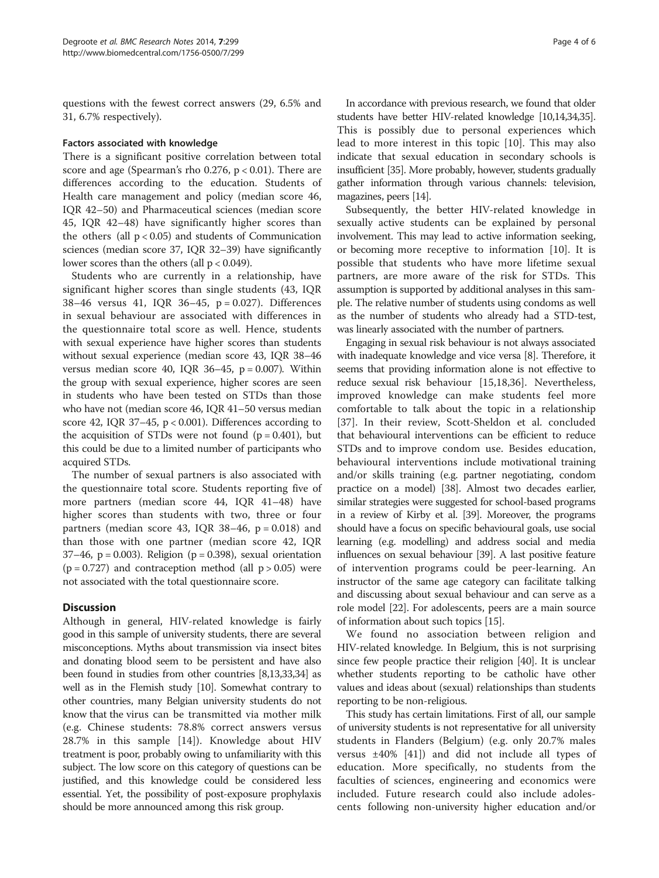questions with the fewest correct answers (29, 6.5% and 31, 6.7% respectively).

#### Factors associated with knowledge

There is a significant positive correlation between total score and age (Spearman's rho 0.276, $p < 0.01$). There are differences according to the education. Students of Health care management and policy (median score 46, IQR 42–50) and Pharmaceutical sciences (median score 45, IQR 42–48) have significantly higher scores than the others (all $p < 0.05$) and students of Communication sciences (median score 37, IQR 32–39) have significantly lower scores than the others (all $p < 0.049$).

Students who are currently in a relationship, have significant higher scores than single students (43, IQR 38–46 versus 41, IQR 36–45, $p = 0.027$). Differences in sexual behaviour are associated with differences in the questionnaire total score as well. Hence, students with sexual experience have higher scores than students without sexual experience (median score 43, IQR 38–46 versus median score 40, IQR 36–45, $p = 0.007$). Within the group with sexual experience, higher scores are seen in students who have been tested on STDs than those who have not (median score 46, IQR 41–50 versus median score 42, IQR 37–45, $p < 0.001$). Differences according to the acquisition of STDs were not found ($p = 0.401$), but this could be due to a limited number of participants who acquired STDs.

The number of sexual partners is also associated with the questionnaire total score. Students reporting five of more partners (median score 44, IQR 41–48) have higher scores than students with two, three or four partners (median score 43, IQR 38–46, $p = 0.018$) and than those with one partner (median score 42, IQR 37–46, $p = 0.003$). Religion ($p = 0.398$), sexual orientation ($p = 0.727$) and contraception method (all $p > 0.05$) were not associated with the total questionnaire score.

## Discussion

Although in general, HIV-related knowledge is fairly good in this sample of university students, there are several misconceptions. Myths about transmission via insect bites and donating blood seem to be persistent and have also been found in studies from other countries [8,13,33,34] as well as in the Flemish study [10]. Somewhat contrary to other countries, many Belgian university students do not know that the virus can be transmitted via mother milk (e.g. Chinese students: 78.8% correct answers versus 28.7% in this sample [14]). Knowledge about HIV treatment is poor, probably owing to unfamiliarity with this subject. The low score on this category of questions can be justified, and this knowledge could be considered less essential. Yet, the possibility of post-exposure prophylaxis should be more announced among this risk group.

In accordance with previous research, we found that older students have better HIV-related knowledge [10,14,34,35]. This is possibly due to personal experiences which lead to more interest in this topic [10]. This may also indicate that sexual education in secondary schools is insufficient [35]. More probably, however, students gradually gather information through various channels: television, magazines, peers [14].

Subsequently, the better HIV-related knowledge in sexually active students can be explained by personal involvement. This may lead to active information seeking, or becoming more receptive to information [10]. It is possible that students who have more lifetime sexual partners, are more aware of the risk for STDs. This assumption is supported by additional analyses in this sample. The relative number of students using condoms as well as the number of students who already had a STD-test, was linearly associated with the number of partners.

Engaging in sexual risk behaviour is not always associated with inadequate knowledge and vice versa [8]. Therefore, it seems that providing information alone is not effective to reduce sexual risk behaviour [15,18,36]. Nevertheless, improved knowledge can make students feel more comfortable to talk about the topic in a relationship [37]. In their review, Scott-Sheldon et al. concluded that behavioural interventions can be efficient to reduce STDs and to improve condom use. Besides education, behavioural interventions include motivational training and/or skills training (e.g. partner negotiating, condom practice on a model) [38]. Almost two decades earlier, similar strategies were suggested for school-based programs in a review of Kirby et al. [39]. Moreover, the programs should have a focus on specific behavioural goals, use social learning (e.g. modelling) and address social and media influences on sexual behaviour [39]. A last positive feature of intervention programs could be peer-learning. An instructor of the same age category can facilitate talking and discussing about sexual behaviour and can serve as a role model [22]. For adolescents, peers are a main source of information about such topics [15].

We found no association between religion and HIV-related knowledge. In Belgium, this is not surprising since few people practice their religion [40]. It is unclear whether students reporting to be catholic have other values and ideas about (sexual) relationships than students reporting to be non-religious.

This study has certain limitations. First of all, our sample of university students is not representative for all university students in Flanders (Belgium) (e.g. only 20.7% males versus ±40% [41]) and did not include all types of education. More specifically, no students from the faculties of sciences, engineering and economics were included. Future research could also include adolescents following non-university higher education and/or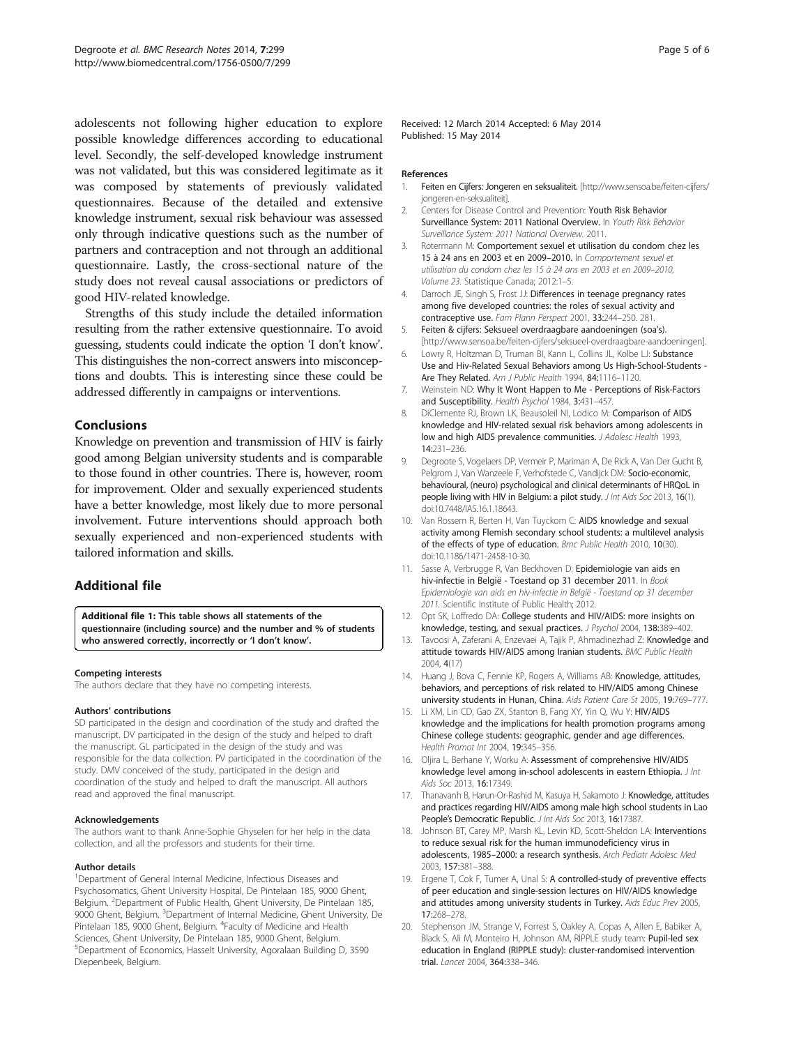adolescents not following higher education to explore possible knowledge differences according to educational level. Secondly, the self-developed knowledge instrument was not validated, but this was considered legitimate as it was composed by statements of previously validated questionnaires. Because of the detailed and extensive knowledge instrument, sexual risk behaviour was assessed only through indicative questions such as the number of partners and contraception and not through an additional questionnaire. Lastly, the cross-sectional nature of the study does not reveal causal associations or predictors of good HIV-related knowledge.

Strengths of this study include the detailed information resulting from the rather extensive questionnaire. To avoid guessing, students could indicate the option 'I don't know'. This distinguishes the non-correct answers into misconceptions and doubts. This is interesting since these could be addressed differently in campaigns or interventions.

## Conclusions

Knowledge on prevention and transmission of HIV is fairly good among Belgian university students and is comparable to those found in other countries. There is, however, room for improvement. Older and sexually experienced students have a better knowledge, most likely due to more personal involvement. Future interventions should approach both sexually experienced and non-experienced students with tailored information and skills.

## Additional file

**Additional file 1: This table shows all statements of the questionnaire (including source) and the number and % of students who answered correctly, incorrectly or 'I don't know'.**

#### Competing interests

The authors declare that they have no competing interests.

#### Authors' contributions

SD participated in the design and coordination of the study and drafted the manuscript. DV participated in the design of the study and helped to draft the manuscript. GL participated in the design of the study and was responsible for the data collection. PV participated in the coordination of the study. DMV conceived of the study, participated in the design and coordination of the study and helped to draft the manuscript. All authors read and approved the final manuscript.

#### Acknowledgements

The authors want to thank Anne-Sophie Ghyselen for her help in the data collection, and all the professors and students for their time.

#### Author details

[1]Department of General Internal Medicine, Infectious Diseases and Psychosomatics, Ghent University Hospital, De Pintelaan 185, 9000 Ghent, Belgium. [2]Department of Public Health, Ghent University, De Pintelaan 185, 9000 Ghent, Belgium. [3]Department of Internal Medicine, Ghent University, De Pintelaan 185, 9000 Ghent, Belgium. [4]Faculty of Medicine and Health Sciences, Ghent University, De Pintelaan 185, 9000 Ghent, Belgium. [5]Department of Economics, Hasselt University, Agoralaan Building D, 3590 Diepenbeek, Belgium.

Received: 12 March 2014 Accepted: 6 May 2014
Published: 15 May 2014

#### References

1. **Feiten en Cijfers: Jongeren en seksualiteit.** [http://www.sensoa.be/feiten-cijfers/jongeren-en-seksualiteit].
2. Centers for Disease Control and Prevention: **Youth Risk Behavior Surveillance System: 2011 National Overview.** In *Youth Risk Behavior Surveillance System: 2011 National Overview.* 2011.
3. Rotermann M: **Comportement sexuel et utilisation du condom chez les 15 à 24 ans en 2003 et en 2009–2010.** In *Comportement sexuel et utilisation du condom chez les 15 à 24 ans en 2003 et en 2009–2010, Volume 23.* Statistique Canada; 2012:1–5.
4. Darroch JE, Singh S, Frost JJ: **Differences in teenage pregnancy rates among five developed countries: the roles of sexual activity and contraceptive use.** *Fam Plann Perspect* 2001, **33:**244–250. 281.
5. **Feiten & cijfers: Seksueel overdraagbare aandoeningen (soa's).** [http://www.sensoa.be/feiten-cijfers/seksueel-overdraagbare-aandoeningen].
6. Lowry R, Holtzman D, Truman BI, Kann L, Collins JL, Kolbe LJ: **Substance Use and Hiv-Related Sexual Behaviors among Us High-School-Students - Are They Related.** *Am J Public Health* 1994, **84:**1116–1120.
7. Weinstein ND: **Why It Wont Happen to Me - Perceptions of Risk-Factors and Susceptibility.** *Health Psychol* 1984, **3:**431–457.
8. DiClemente RJ, Brown LK, Beausoleil NI, Lodico M: **Comparison of AIDS knowledge and HIV-related sexual risk behaviors among adolescents in low and high AIDS prevalence communities.** *J Adolesc Health* 1993, **14:**231–236.
9. Degroote S, Vogelaers DP, Vermeir P, Mariman A, De Rick A, Van Der Gucht B, Pelgrom J, Van Wanzeele F, Verhofstede C, Vandijck DM: **Socio-economic, behavioural, (neuro) psychological and clinical determinants of HRQoL in people living with HIV in Belgium: a pilot study.** *J Int Aids Soc* 2013, **16**(1). doi:10.7448/IAS.16.1.18643.
10. Van Rossem R, Berten H, Van Tuyckom C: **AIDS knowledge and sexual activity among Flemish secondary school students: a multilevel analysis of the effects of type of education.** *Bmc Public Health* 2010, **10**(30). doi:10.1186/1471-2458-10-30.
11. Sasse A, Verbrugge R, Van Beckhoven D: **Epidemiologie van aids en hiv-infectie in België - Toestand op 31 december 2011.** In *Book Epidemiologie van aids en hiv-infectie in België - Toestand op 31 december 2011.* Scientific Institute of Public Health; 2012.
12. Opt SK, Loffredo DA: **College students and HIV/AIDS: more insights on knowledge, testing, and sexual practices.** *J Psychol* 2004, **138:**389–402.
13. Tavoosi A, Zaferani A, Enzevaei A, Tajik P, Ahmadinezhad Z: **Knowledge and attitude towards HIV/AIDS among Iranian students.** *BMC Public Health* 2004, **4**(17)
14. Huang J, Bova C, Fennie KP, Rogers A, Williams AB: **Knowledge, attitudes, behaviors, and perceptions of risk related to HIV/AIDS among Chinese university students in Hunan, China.** *Aids Patient Care St* 2005, **19:**769–777.
15. Li XM, Lin CD, Gao ZX, Stanton B, Fang XY, Yin Q, Wu Y: **HIV/AIDS knowledge and the implications for health promotion programs among Chinese college students: geographic, gender and age differences.** *Health Promot Int* 2004, **19:**345–356.
16. Oljira L, Berhane Y, Worku A: **Assessment of comprehensive HIV/AIDS knowledge level among in-school adolescents in eastern Ethiopia.** *J Int Aids Soc* 2013, **16:**17349.
17. Thanavanh B, Harun-Or-Rashid M, Kasuya H, Sakamoto J: **Knowledge, attitudes and practices regarding HIV/AIDS among male high school students in Lao People's Democratic Republic.** *J Int Aids Soc* 2013, **16:**17387.
18. Johnson BT, Carey MP, Marsh KL, Levin KD, Scott-Sheldon LA: **Interventions to reduce sexual risk for the human immunodeficiency virus in adolescents, 1985–2000: a research synthesis.** *Arch Pediatr Adolesc Med* 2003, **157:**381–388.
19. Ergene T, Cok F, Tumer A, Unal S: **A controlled-study of preventive effects of peer education and single-session lectures on HIV/AIDS knowledge and attitudes among university students in Turkey.** *Aids Educ Prev* 2005, **17:**268–278.
20. Stephenson JM, Strange V, Forrest S, Oakley A, Copas A, Allen E, Babiker A, Black S, Ali M, Monteiro H, Johnson AM, RIPPLE study team: **Pupil-led sex education in England (RIPPLE study): cluster-randomised intervention trial.** *Lancet* 2004, **364:**338–346.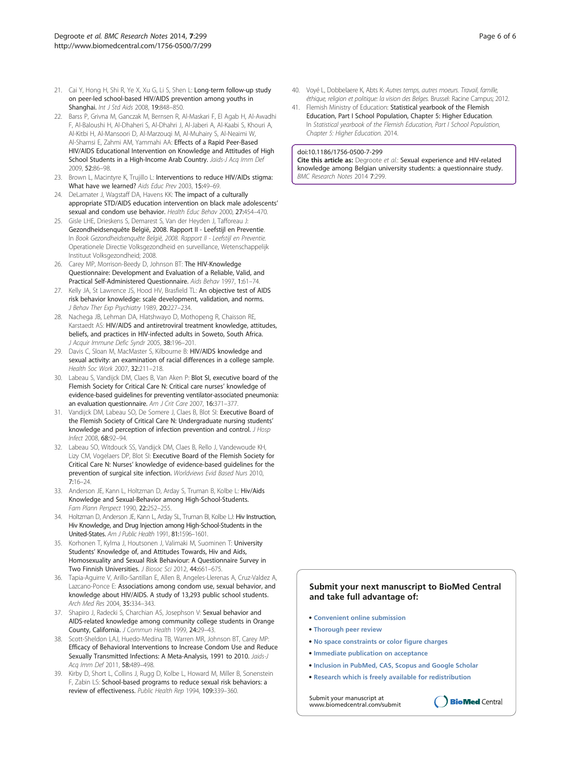21. Cai Y, Hong H, Shi R, Ye X, Xu G, Li S, Shen L: **Long-term follow-up study on peer-led school-based HIV/AIDS prevention among youths in Shanghai.** *Int J Std Aids* 2008, **19:**848–850.
22. Barss P, Grivna M, Ganczak M, Bernsen R, Al-Maskari F, El Agab H, Al-Awadhi F, Al-Baloushi H, Al-Dhaheri S, Al-Dhahri J, Al-Jaberi A, Al-Kaabi S, Khouri A, Al-Kitbi H, Al-Mansoori D, Al-Marzouqi M, Al-Muhairy S, Al-Neaimi W, Al-Shamsi E, Zahmi AM, Yammahi AA: **Effects of a Rapid Peer-Based HIV/AIDS Educational Intervention on Knowledge and Attitudes of High School Students in a High-Income Arab Country.** *Jaids-J Acq Imm Def* 2009, **52:**86–98.
23. Brown L, Macintyre K, Trujillo L: **Interventions to reduce HIV/AIDs stigma: What have we learned?** *Aids Educ Prev* 2003, **15:**49–69.
24. DeLamater J, Wagstaff DA, Havens KK: **The impact of a culturally appropriate STD/AIDS education intervention on black male adolescents' sexual and condom use behavior.** *Health Educ Behav* 2000, **27:**454–470.
25. Gisle LHE, Drieskens S, Demarest S, Van der Heyden J, Tafforeau J: **Gezondheidsenquête België, 2008. Rapport II - Leefstijl en Preventie.** In *Book Gezondheidsenquête België, 2008. Rapport II - Leefstijl en Preventie.* Operationele Directie Volksgezondheid en surveillance, Wetenschappelijk Instituut Volksgezondheid; 2008.
26. Carey MP, Morrison-Beedy D, Johnson BT: **The HIV-Knowledge Questionnaire: Development and Evaluation of a Reliable, Valid, and Practical Self-Administered Questionnaire.** *Aids Behav* 1997, **1:**61–74.
27. Kelly JA, St Lawrence JS, Hood HV, Brasfield TL: **An objective test of AIDS risk behavior knowledge: scale development, validation, and norms.** *J Behav Ther Exp Psychiatry* 1989, **20:**227–234.
28. Nachega JB, Lehman DA, Hlatshwayo D, Mothopeng R, Chaisson RE, Karstaedt AS: **HIV/AIDS and antiretroviral treatment knowledge, attitudes, beliefs, and practices in HIV-infected adults in Soweto, South Africa.** *J Acquir Immune Defic Syndr* 2005, **38:**196–201.
29. Davis C, Sloan M, MacMaster S, Kilbourne B: **HIV/AIDS knowledge and sexual activity: an examination of racial differences in a college sample.** *Health Soc Work* 2007, **32:**211–218.
30. Labeau S, Vandijck DM, Claes B, Van Aken P: **Blot SI, executive board of the Flemish Society for Critical Care N: Critical care nurses' knowledge of evidence-based guidelines for preventing ventilator-associated pneumonia: an evaluation questionnaire.** *Am J Crit Care* 2007, **16:**371–377.
31. Vandijck DM, Labeau SO, De Somere J, Claes B, Blot SI: **Executive Board of the Flemish Society of Critical Care N: Undergraduate nursing students' knowledge and perception of infection prevention and control.** *J Hosp Infect* 2008, **68:**92–94.
32. Labeau SO, Witdouck SS, Vandijck DM, Claes B, Rello J, Vandewoude KH, Lizy CM, Vogelaers DP, Blot SI: **Executive Board of the Flemish Society for Critical Care N: Nurses' knowledge of evidence-based guidelines for the prevention of surgical site infection.** *Worldviews Evid Based Nurs* 2010, **7:**16–24.
33. Anderson JE, Kann L, Holtzman D, Arday S, Truman B, Kolbe L: **Hiv/Aids Knowledge and Sexual-Behavior among High-School-Students.** *Fam Plann Perspect* 1990, **22:**252–255.
34. Holtzman D, Anderson JE, Kann L, Arday SL, Truman BI, Kolbe LJ: **Hiv Instruction, Hiv Knowledge, and Drug Injection among High-School-Students in the United-States.** *Am J Public Health* 1991, **81:**1596–1601.
35. Korhonen T, Kylma J, Houtsonen J, Valimaki M, Suominen T: **University Students' Knowledge of, and Attitudes Towards, Hiv and Aids, Homosexuality and Sexual Risk Behaviour: A Questionnaire Survey in Two Finnish Universities.** *J Biosoc Sci* 2012, **44:**661–675.
36. Tapia-Aguirre V, Arillo-Santillan E, Allen B, Angeles-Llerenas A, Cruz-Valdez A, Lazcano-Ponce E: **Associations among condom use, sexual behavior, and knowledge about HIV/AIDS. A study of 13,293 public school students.** *Arch Med Res* 2004, **35:**334–343.
37. Shapiro J, Radecki S, Charchian AS, Josephson V: **Sexual behavior and AIDS-related knowledge among community college students in Orange County, California.** *J Commun Health* 1999, **24:**29–43.
38. Scott-Sheldon LAJ, Huedo-Medina TB, Warren MR, Johnson BT, Carey MP: **Efficacy of Behavioral Interventions to Increase Condom Use and Reduce Sexually Transmitted Infections: A Meta-Analysis, 1991 to 2010.** *Jaids-J Acq Imm Def* 2011, **58:**489–498.
39. Kirby D, Short L, Collins J, Rugg D, Kolbe L, Howard M, Miller B, Sonenstein F, Zabin LS: **School-based programs to reduce sexual risk behaviors: a review of effectiveness.** *Public Health Rep* 1994, **109:**339–360.
40. Voyé L, Dobbelaere K, Abts K: *Autres temps, autres moeurs. Travail, famille, éthique, religion et politique: la vision des Belges.* Brussel: Racine Campus; 2012.
41. Flemish Ministry of Education: **Statistical yearbook of the Flemish Education, Part I School Population, Chapter 5: Higher Education.** In *Statistical yearbook of the Flemish Education, Part I School Population, Chapter 5: Higher Education.* 2014.

doi:10.1186/1756-0500-7-299
**Cite this article as:** Degroote *et al.*: Sexual experience and HIV-related knowledge among Belgian university students: a questionnaire study. *BMC Research Notes* 2014 **7**:299.